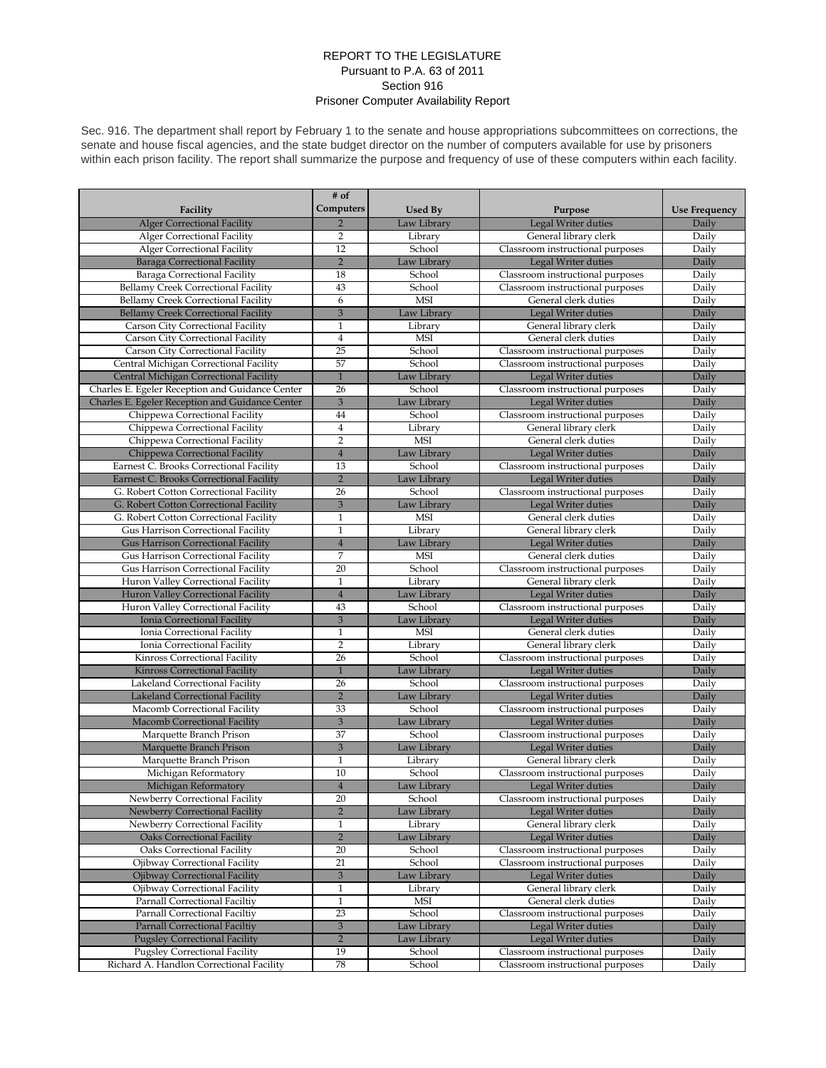REPORT TO THE LEGISLATURE
Pursuant to P.A. 63 of 2011
Section 916
Prisoner Computer Availability Report

Sec. 916. The department shall report by February 1 to the senate and house appropriations subcommittees on corrections, the senate and house fiscal agencies, and the state budget director on the number of computers available for use by prisoners within each prison facility. The report shall summarize the purpose and frequency of use of these computers within each facility.

| Facility | # of Computers | Used By | Purpose | Use Frequency |
|---|---|---|---|---|
| Alger Correctional Facility | 2 | Law Library | Legal Writer duties | Daily |
| Alger Correctional Facility | 2 | Library | General library clerk | Daily |
| Alger Correctional Facility | 12 | School | Classroom instructional purposes | Daily |
| Baraga Correctional Facility | 2 | Law Library | Legal Writer duties | Daily |
| Baraga Correctional Facility | 18 | School | Classroom instructional purposes | Daily |
| Bellamy Creek Correctional Facility | 43 | School | Classroom instructional purposes | Daily |
| Bellamy Creek Correctional Facility | 6 | MSI | General clerk duties | Daily |
| Bellamy Creek Correctional Facility | 3 | Law Library | Legal Writer duties | Daily |
| Carson City Correctional Facility | 1 | Library | General library clerk | Daily |
| Carson City Correctional Facility | 4 | MSI | General clerk duties | Daily |
| Carson City Correctional Facility | 25 | School | Classroom instructional purposes | Daily |
| Central Michigan Correctional Facility | 57 | School | Classroom instructional purposes | Daily |
| Central Michigan Correctional Facility | 1 | Law Library | Legal Writer duties | Daily |
| Charles E. Egeler Reception and Guidance Center | 26 | School | Classroom instructional purposes | Daily |
| Charles E. Egeler Reception and Guidance Center | 3 | Law Library | Legal Writer duties | Daily |
| Chippewa Correctional Facility | 44 | School | Classroom instructional purposes | Daily |
| Chippewa Correctional Facility | 4 | Library | General library clerk | Daily |
| Chippewa Correctional Facility | 2 | MSI | General clerk duties | Daily |
| Chippewa Correctional Facility | 4 | Law Library | Legal Writer duties | Daily |
| Earnest C. Brooks Correctional Facility | 13 | School | Classroom instructional purposes | Daily |
| Earnest C. Brooks Correctional Facility | 2 | Law Library | Legal Writer duties | Daily |
| G. Robert Cotton Correctional Facility | 26 | School | Classroom instructional purposes | Daily |
| G. Robert Cotton Correctional Facility | 3 | Law Library | Legal Writer duties | Daily |
| G. Robert Cotton Correctional Facility | 1 | MSI | General clerk duties | Daily |
| Gus Harrison Correctional Facility | 1 | Library | General library clerk | Daily |
| Gus Harrison Correctional Facility | 4 | Law Library | Legal Writer duties | Daily |
| Gus Harrison Correctional Facility | 7 | MSI | General clerk duties | Daily |
| Gus Harrison Correctional Facility | 20 | School | Classroom instructional purposes | Daily |
| Huron Valley Correctional Facility | 1 | Library | General library clerk | Daily |
| Huron Valley Correctional Facility | 4 | Law Library | Legal Writer duties | Daily |
| Huron Valley Correctional Facility | 43 | School | Classroom instructional purposes | Daily |
| Ionia Correctional Facility | 3 | Law Library | Legal Writer duties | Daily |
| Ionia Correctional Facility | 1 | MSI | General clerk duties | Daily |
| Ionia Correctional Facility | 2 | Library | General library clerk | Daily |
| Kinross Correctional Facility | 26 | School | Classroom instructional purposes | Daily |
| Kinross Correctional Facility | 1 | Law Library | Legal Writer duties | Daily |
| Lakeland Correctional Facility | 26 | School | Classroom instructional purposes | Daily |
| Lakeland Correctional Facility | 2 | Law Library | Legal Writer duties | Daily |
| Macomb Correctional Facility | 33 | School | Classroom instructional purposes | Daily |
| Macomb Correctional Facility | 3 | Law Library | Legal Writer duties | Daily |
| Marquette Branch Prison | 37 | School | Classroom instructional purposes | Daily |
| Marquette Branch Prison | 3 | Law Library | Legal Writer duties | Daily |
| Marquette Branch Prison | 1 | Library | General library clerk | Daily |
| Michigan Reformatory | 10 | School | Classroom instructional purposes | Daily |
| Michigan Reformatory | 4 | Law Library | Legal Writer duties | Daily |
| Newberry Correctional Facility | 20 | School | Classroom instructional purposes | Daily |
| Newberry Correctional Facility | 2 | Law Library | Legal Writer duties | Daily |
| Newberry Correctional Facility | 1 | Library | General library clerk | Daily |
| Oaks Correctional Facility | 2 | Law Library | Legal Writer duties | Daily |
| Oaks Correctional Facility | 20 | School | Classroom instructional purposes | Daily |
| Ojibway Correctional Facility | 21 | School | Classroom instructional purposes | Daily |
| Ojibway Correctional Facility | 3 | Law Library | Legal Writer duties | Daily |
| Ojibway Correctional Facility | 1 | Library | General library clerk | Daily |
| Parnall Correctional Faciltiy | 1 | MSI | General clerk duties | Daily |
| Parnall Correctional Faciltiy | 23 | School | Classroom instructional purposes | Daily |
| Parnall Correctional Faciltiy | 3 | Law Library | Legal Writer duties | Daily |
| Pugsley Correctional Facility | 2 | Law Library | Legal Writer duties | Daily |
| Pugsley Correctional Facility | 19 | School | Classroom instructional purposes | Daily |
| Richard A. Handlon Correctional Facility | 78 | School | Classroom instructional purposes | Daily |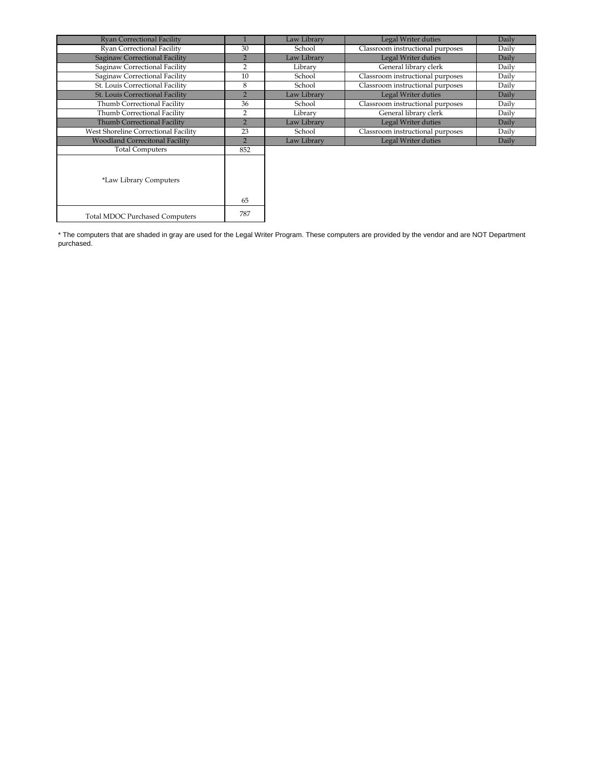| | | | | |
|---|---|---|---|---|
| Ryan Correctional Facility | 1 | Law Library | Legal Writer duties | Daily |
| Ryan Correctional Facility | 30 | School | Classroom instructional purposes | Daily |
| Saginaw Correctional Facility | 2 | Law Library | Legal Writer duties | Daily |
| Saginaw Correctional Facility | 2 | Library | General library clerk | Daily |
| Saginaw Correctional Facility | 10 | School | Classroom instructional purposes | Daily |
| St. Louis Correctional Facility | 8 | School | Classroom instructional purposes | Daily |
| St. Louis Correctional Facility | 2 | Law Library | Legal Writer duties | Daily |
| Thumb Correctional Facility | 36 | School | Classroom instructional purposes | Daily |
| Thumb Correctional Facility | 2 | Library | General library clerk | Daily |
| Thumb Correctional Facility | 2 | Law Library | Legal Writer duties | Daily |
| West Shoreline Correctional Facility | 23 | School | Classroom instructional purposes | Daily |
| Woodland Correcitonal Facility | 2 | Law Library | Legal Writer duties | Daily |
| Total Computers | 852 | | | |
| *Law Library Computers | 65 | | | |
| Total MDOC Purchased Computers | 787 | | | |

* The computers that are shaded in gray are used for the Legal Writer Program. These computers are provided by the vendor and are NOT Department purchased.